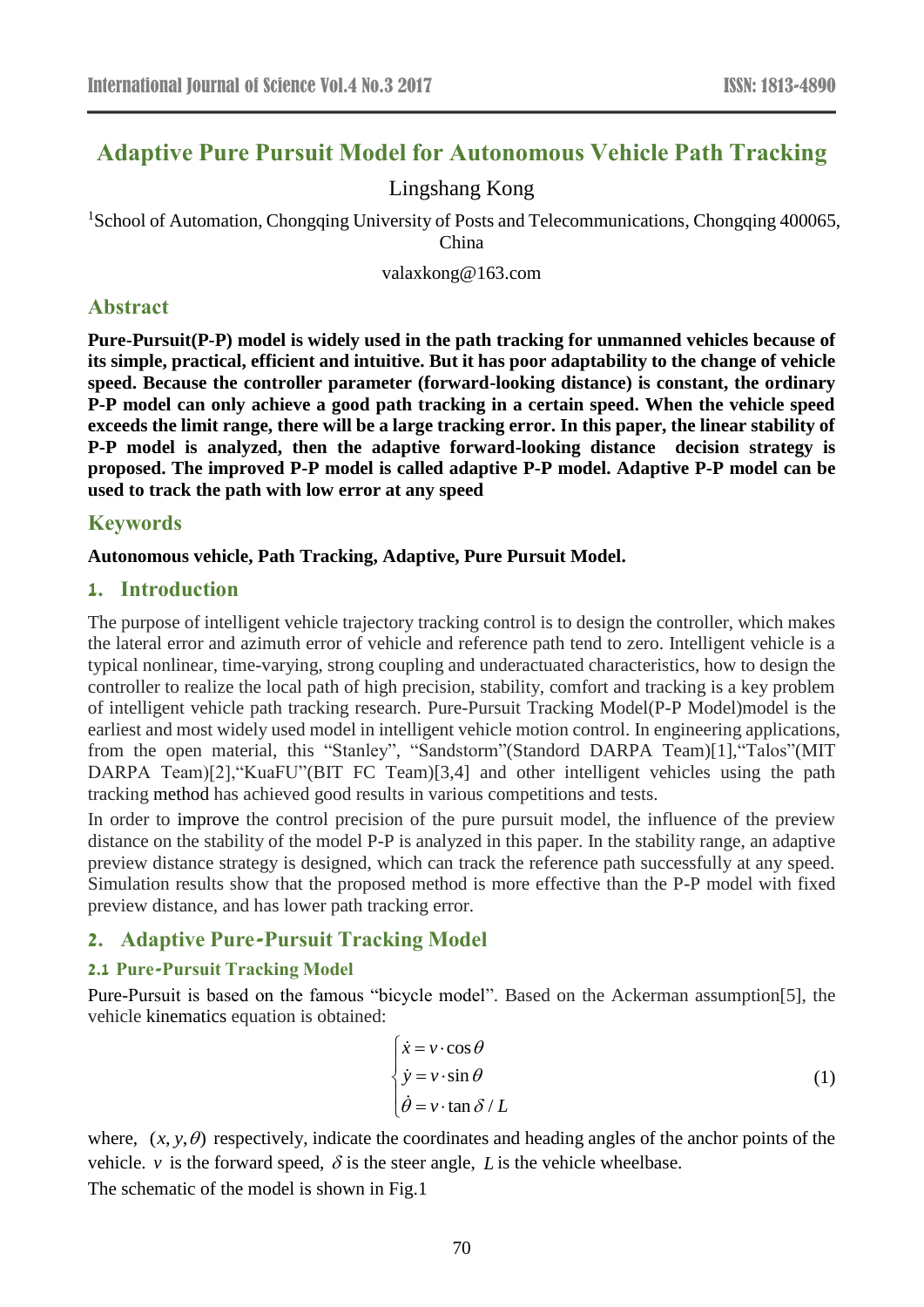# Adaptive Pure Pursuit Model for Autonomous Vehicle Path Tracking

Lingshang Kong

[1]School of Automation, Chongqing University of Posts and Telecommunications, Chongqing 400065, China

valaxkong@163.com

## Abstract

**Pure-Pursuit(P-P) model is widely used in the path tracking for unmanned vehicles because of its simple, practical, efficient and intuitive. But it has poor adaptability to the change of vehicle speed. Because the controller parameter (forward-looking distance) is constant, the ordinary P-P model can only achieve a good path tracking in a certain speed. When the vehicle speed exceeds the limit range, there will be a large tracking error. In this paper, the linear stability of P-P model is analyzed, then the adaptive forward-looking distance decision strategy is proposed. The improved P-P model is called adaptive P-P model. Adaptive P-P model can be used to track the path with low error at any speed**

## Keywords

**Autonomous vehicle, Path Tracking, Adaptive, Pure Pursuit Model.**

## 1. Introduction

The purpose of intelligent vehicle trajectory tracking control is to design the controller, which makes the lateral error and azimuth error of vehicle and reference path tend to zero. Intelligent vehicle is a typical nonlinear, time-varying, strong coupling and underactuated characteristics, how to design the controller to realize the local path of high precision, stability, comfort and tracking is a key problem of intelligent vehicle path tracking research. Pure-Pursuit Tracking Model(P-P Model)model is the earliest and most widely used model in intelligent vehicle motion control. In engineering applications, from the open material, this "Stanley", "Sandstorm"(Standord DARPA Team)[1],"Talos"(MIT DARPA Team)[2],"KuaFU"(BIT FC Team)[3,4] and other intelligent vehicles using the path tracking method has achieved good results in various competitions and tests.

In order to improve the control precision of the pure pursuit model, the influence of the preview distance on the stability of the model P-P is analyzed in this paper. In the stability range, an adaptive preview distance strategy is designed, which can track the reference path successfully at any speed. Simulation results show that the proposed method is more effective than the P-P model with fixed preview distance, and has lower path tracking error.

## 2. Adaptive Pure-Pursuit Tracking Model

### 2.1 Pure-Pursuit Tracking Model

Pure-Pursuit is based on the famous "bicycle model". Based on the Ackerman assumption[5], the vehicle kinematics equation is obtained:

$$\begin{cases} \dot{x} = v \cdot \cos\theta \\ \dot{y} = v \cdot \sin\theta \\ \dot{\theta} = v \cdot \tan\delta / L \end{cases} \tag{1}$$

where, $(x, y, \theta)$ respectively, indicate the coordinates and heading angles of the anchor points of the vehicle. $v$ is the forward speed, $\delta$ is the steer angle, $L$ is the vehicle wheelbase.

The schematic of the model is shown in Fig.1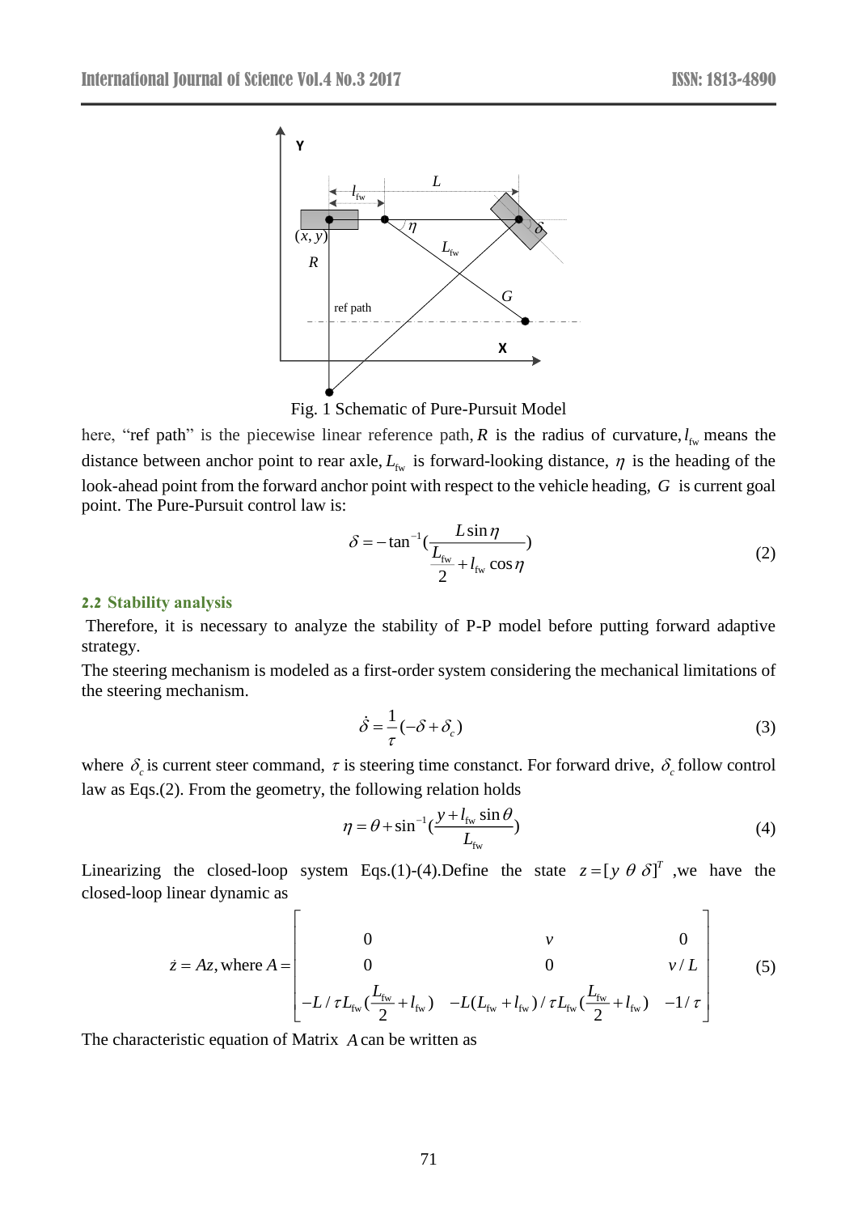Fig. 1 Schematic of Pure-Pursuit Model

here, “ref path” is the piecewise linear reference path, $R$ is the radius of curvature, $l_{fw}$ means the distance between anchor point to rear axle, $L_{fw}$ is forward-looking distance, $\eta$ is the heading of the look-ahead point from the forward anchor point with respect to the vehicle heading, $G$ is current goal point. The Pure-Pursuit control law is:

$$\delta = -\tan^{-1}\left(\frac{L\sin\eta}{\frac{L_{fw}}{2} + l_{fw}\cos\eta}\right) \tag{2}$$

### 2.2 Stability analysis

Therefore, it is necessary to analyze the stability of P-P model before putting forward adaptive strategy.

The steering mechanism is modeled as a first-order system considering the mechanical limitations of the steering mechanism.

$$\dot{\delta} = \frac{1}{\tau}(-\delta + \delta_c) \tag{3}$$

where $\delta_c$ is current steer command, $\tau$ is steering time constant. For forward drive, $\delta_c$ follow control law as Eqs.(2). From the geometry, the following relation holds

$$\eta = \theta + \sin^{-1}\left(\frac{y + l_{fw}\sin\theta}{L_{fw}}\right) \tag{4}$$

Linearizing the closed-loop system Eqs.(1)-(4).Define the state $z = [y\ \theta\ \delta]^T$ ,we have the closed-loop linear dynamic as

$$\dot{z} = Az, \text{where } A = \begin{bmatrix} 0 & v & 0 \\ 0 & 0 & v/L \\ -L/\tau L_{fw}\left(\frac{L_{fw}}{2} + l_{fw}\right) & -L(L_{fw} + l_{fw})/\tau L_{fw}\left(\frac{L_{fw}}{2} + l_{fw}\right) & -1/\tau \end{bmatrix} \tag{5}$$

The characteristic equation of Matrix $A$ can be written as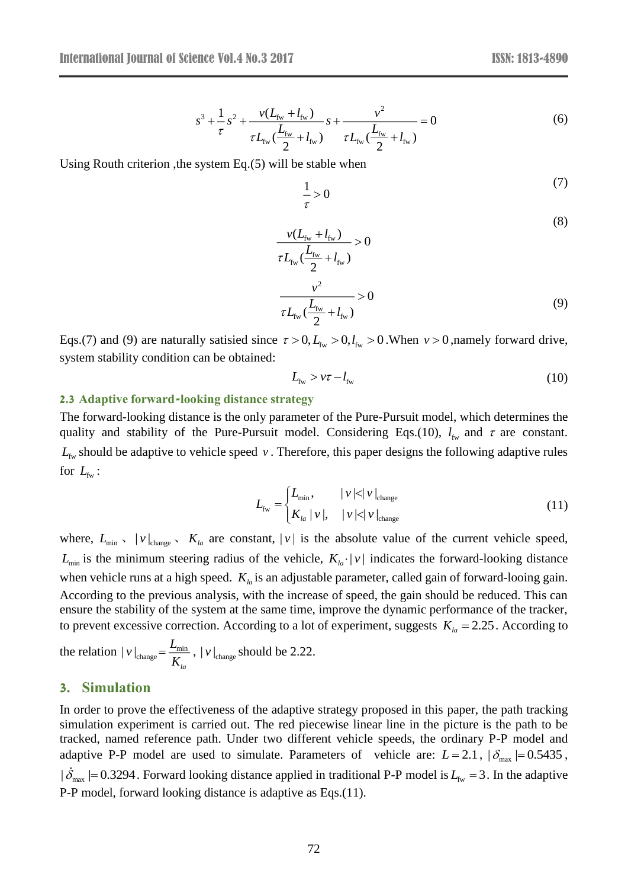$$s^3 + \frac{1}{\tau}s^2 + \frac{v(L_{\text{fw}} + l_{\text{fw}})}{\tau L_{\text{fw}}(\frac{L_{\text{fw}}}{2} + l_{\text{fw}})}s + \frac{v^2}{\tau L_{\text{fw}}(\frac{L_{\text{fw}}}{2} + l_{\text{fw}})} = 0 \tag{6}$$

Using Routh criterion ,the system Eq.(5) will be stable when

$$\frac{1}{\tau} > 0 \tag{7}$$

$$\frac{v(L_{\text{fw}} + l_{\text{fw}})}{\tau L_{\text{fw}}(\frac{L_{\text{fw}}}{2} + l_{\text{fw}})} > 0 \tag{8}$$

$$\frac{v^2}{\tau L_{\text{fw}}(\frac{L_{\text{fw}}}{2} + l_{\text{fw}})} > 0 \tag{9}$$

Eqs.(7) and (9) are naturally satisied since $\tau > 0, L_{\text{fw}} > 0, l_{\text{fw}} > 0$ .When $v > 0$ ,namely forward drive, system stability condition can be obtained:

$$L_{\text{fw}} > v\tau - l_{\text{fw}} \tag{10}$$

### 2.3 Adaptive forward-looking distance strategy

The forward-looking distance is the only parameter of the Pure-Pursuit model, which determines the quality and stability of the Pure-Pursuit model. Considering Eqs.(10), $l_{\text{fw}}$ and $\tau$ are constant. $L_{\text{fw}}$ should be adaptive to vehicle speed $v$ . Therefore, this paper designs the following adaptive rules for $L_{\text{fw}}$ :

$$L_{\text{fw}} = \begin{cases} L_{\min}, & |v| < |v|_{\text{change}} \\ K_{la}|v|, & |v| < |v|_{\text{change}} \end{cases} \tag{11}$$

where, $L_{\min}$ 、 $|v|_{\text{change}}$ 、 $K_{la}$ are constant, $|v|$ is the absolute value of the current vehicle speed, $L_{\min}$ is the minimum steering radius of the vehicle, $K_{la} \cdot |v|$ indicates the forward-looking distance when vehicle runs at a high speed. $K_{la}$ is an adjustable parameter, called gain of forward-looing gain. According to the previous analysis, with the increase of speed, the gain should be reduced. This can ensure the stability of the system at the same time, improve the dynamic performance of the tracker, to prevent excessive correction. According to a lot of experiment, suggests $K_{la} = 2.25$ . According to the relation $|v|_{\text{change}} = \frac{L_{\min}}{K_{la}}$ , $|v|_{\text{change}}$ should be 2.22.

## 3. Simulation

In order to prove the effectiveness of the adaptive strategy proposed in this paper, the path tracking simulation experiment is carried out. The red piecewise linear line in the picture is the path to be tracked, named reference path. Under two different vehicle speeds, the ordinary P-P model and adaptive P-P model are used to simulate. Parameters of vehicle are: $L = 2.1$ , $|\delta_{\max}| = 0.5435$ , $|\dot{\delta}_{\max}| = 0.3294$ . Forward looking distance applied in traditional P-P model is $L_{\text{fw}} = 3$ . In the adaptive P-P model, forward looking distance is adaptive as Eqs.(11).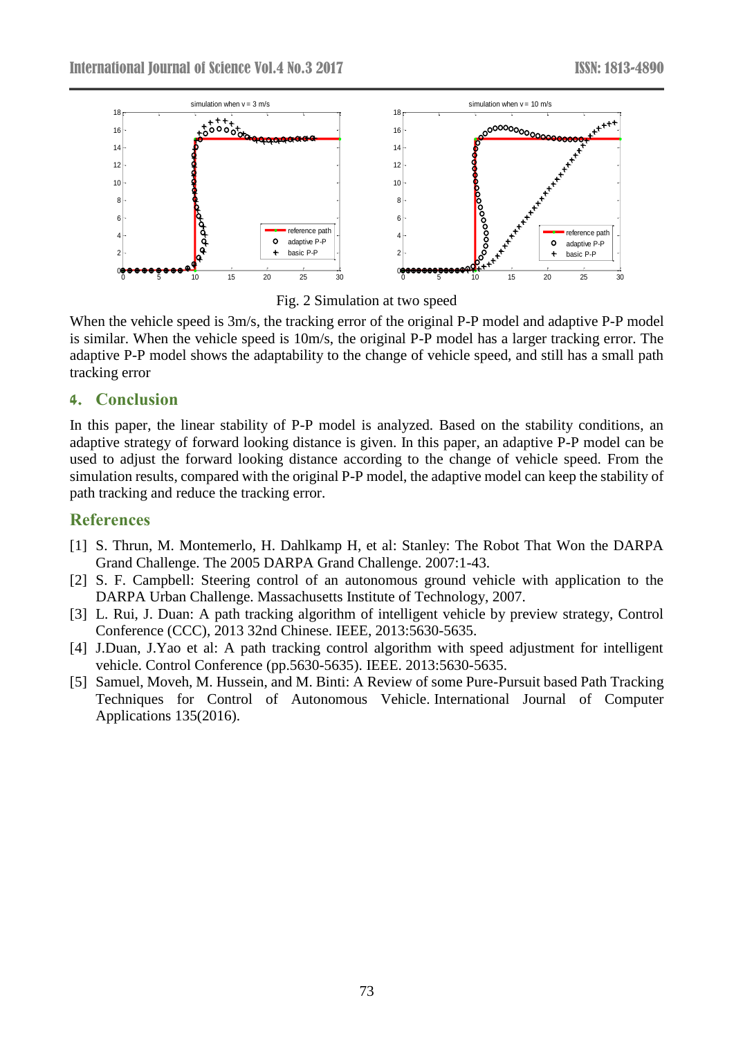simulation when v = 3 m/s

18
16
14
12
10
8
6
4
2
0

0 5 10 15 20 25 30

reference path
adaptive P-P
basic P-P

simulation when v = 10 m/s

18
16
14
12
10
8
6
4
2
0

0 5 10 15 20 25 30

reference path
adaptive P-P
basic P-P

Fig. 2 Simulation at two speed

When the vehicle speed is 3m/s, the tracking error of the original P-P model and adaptive P-P model is similar. When the vehicle speed is 10m/s, the original P-P model has a larger tracking error. The adaptive P-P model shows the adaptability to the change of vehicle speed, and still has a small path tracking error

## 4. Conclusion

In this paper, the linear stability of P-P model is analyzed. Based on the stability conditions, an adaptive strategy of forward looking distance is given. In this paper, an adaptive P-P model can be used to adjust the forward looking distance according to the change of vehicle speed. From the simulation results, compared with the original P-P model, the adaptive model can keep the stability of path tracking and reduce the tracking error.

## References

[1] S. Thrun, M. Montemerlo, H. Dahlkamp H, et al: Stanley: The Robot That Won the DARPA Grand Challenge. The 2005 DARPA Grand Challenge. 2007:1-43.

[2] S. F. Campbell: Steering control of an autonomous ground vehicle with application to the DARPA Urban Challenge. Massachusetts Institute of Technology, 2007.

[3] L. Rui, J. Duan: A path tracking algorithm of intelligent vehicle by preview strategy, Control Conference (CCC), 2013 32nd Chinese. IEEE, 2013:5630-5635.

[4] J.Duan, J.Yao et al: A path tracking control algorithm with speed adjustment for intelligent vehicle. Control Conference (pp.5630-5635). IEEE. 2013:5630-5635.

[5] Samuel, Moveh, M. Hussein, and M. Binti: A Review of some Pure-Pursuit based Path Tracking Techniques for Control of Autonomous Vehicle. International Journal of Computer Applications 135(2016).